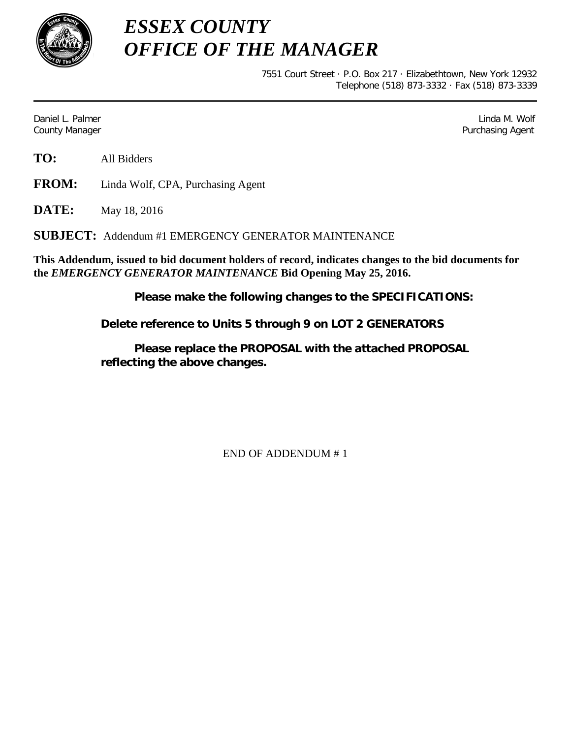# *ESSEX COUNTY*
# *OFFICE OF THE MANAGER*

7551 Court Street · P.O. Box 217 · Elizabethtown, New York 12932
Telephone (518) 873-3332 · Fax (518) 873-3339

Daniel L. Palmer
County Manager

Linda M. Wolf
Purchasing Agent

**TO:** All Bidders

**FROM:** Linda Wolf, CPA, Purchasing Agent

**DATE:** May 18, 2016

**SUBJECT:** Addendum #1 EMERGENCY GENERATOR MAINTENANCE

**This Addendum, issued to bid document holders of record, indicates changes to the bid documents for the *EMERGENCY GENERATOR MAINTENANCE* Bid Opening May 25, 2016.**

**Please make the following changes to the SPECIFICATIONS:**

**Delete reference to Units 5 through 9 on LOT 2 GENERATORS**

**Please replace the PROPOSAL with the attached PROPOSAL reflecting the above changes.**

END OF ADDENDUM # 1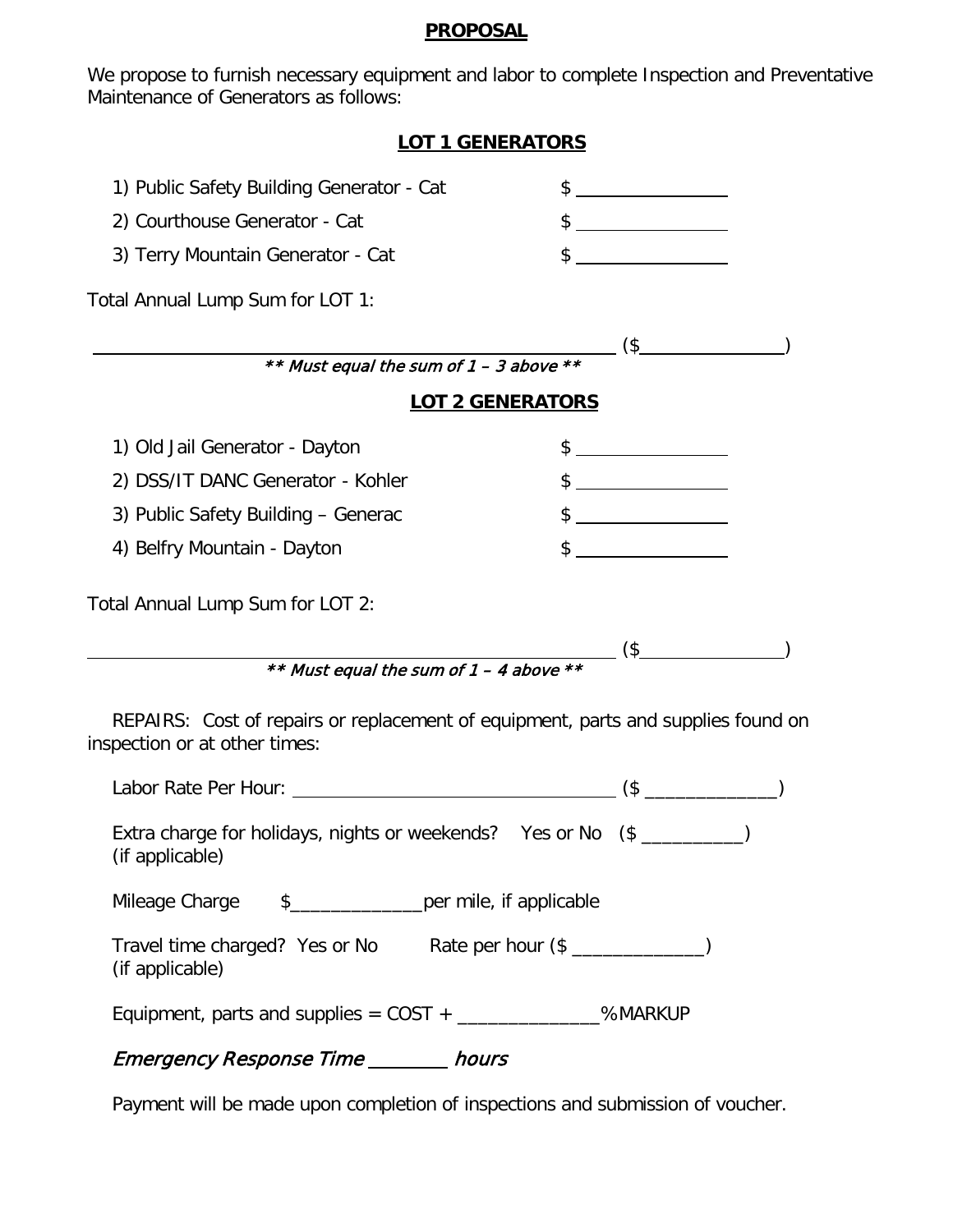# PROPOSAL

We propose to furnish necessary equipment and labor to complete Inspection and Preventative Maintenance of Generators as follows:

## LOT 1 GENERATORS

1) Public Safety Building Generator - Cat $ ______________
2) Courthouse Generator - Cat $ ______________
3) Terry Mountain Generator - Cat $ ______________

Total Annual Lump Sum for LOT 1:

________________________________________________ ($______________)

*** Must equal the sum of 1 – 3 above ***

## LOT 2 GENERATORS

1) Old Jail Generator - Dayton $ ______________
2) DSS/IT DANC Generator - Kohler $ ______________
3) Public Safety Building – Generac $ ______________
4) Belfry Mountain - Dayton $ ______________

Total Annual Lump Sum for LOT 2:

________________________________________________ ($______________)

*** Must equal the sum of 1 – 4 above ***

REPAIRS: Cost of repairs or replacement of equipment, parts and supplies found on inspection or at other times:

Labor Rate Per Hour: ______________________________ ($ _____________)

Extra charge for holidays, nights or weekends? Yes or No ($ __________)
(if applicable)

Mileage Charge $_____________per mile, if applicable

Travel time charged? Yes or No Rate per hour ($ _____________)
(if applicable)

Equipment, parts and supplies = COST + ______________% MARKUP

*Emergency Response Time ________ hours*

Payment will be made upon completion of inspections and submission of voucher.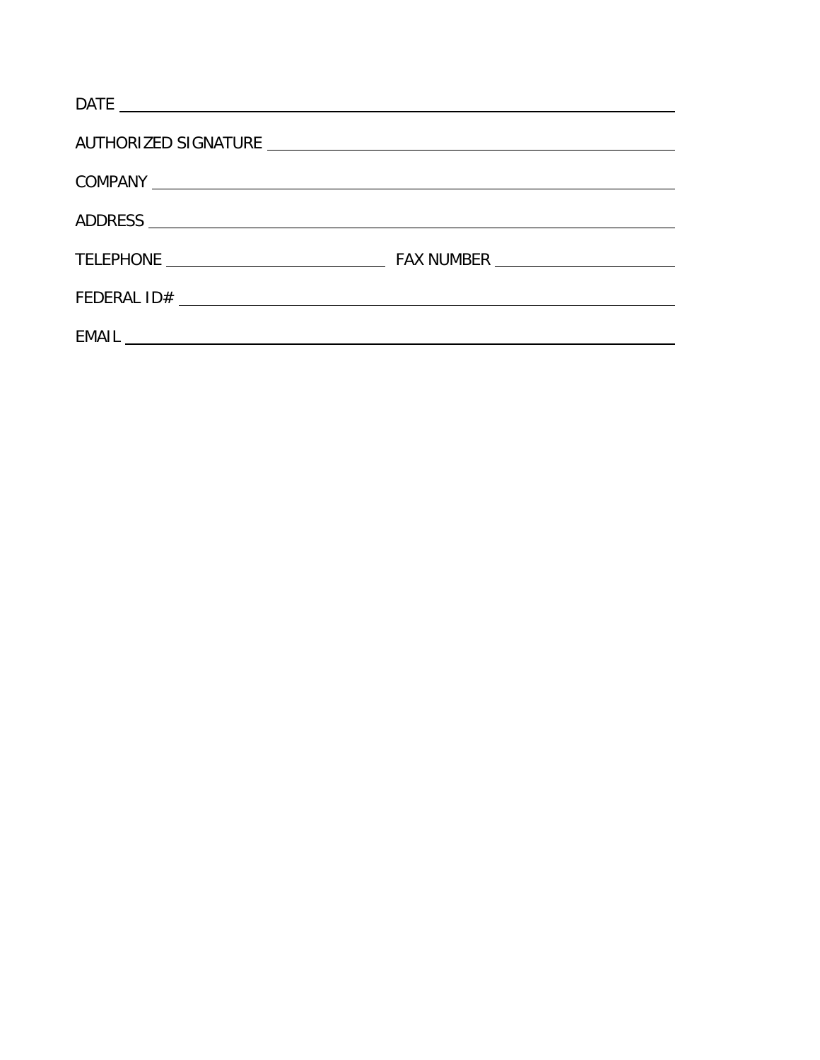DATE ____________________________________________

AUTHORIZED SIGNATURE ____________________________________________

COMPANY ____________________________________________

ADDRESS ____________________________________________

TELEPHONE ______________________ FAX NUMBER ______________________

FEDERAL ID# ____________________________________________

EMAIL ____________________________________________